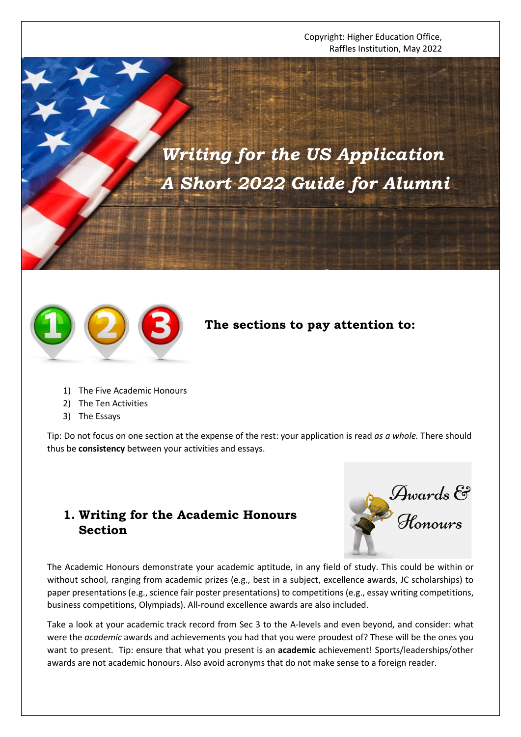Copyright: Higher Education Office, Raffles Institution, May 2022

# *Writing for the US Application*
# *A Short 2022 Guide for Alumni*

## The sections to pay attention to:

1) The Five Academic Honours
2) The Ten Activities
3) The Essays

Tip: Do not focus on one section at the expense of the rest: your application is read *as a whole.* There should thus be **consistency** between your activities and essays.

## 1. Writing for the Academic Honours Section

The Academic Honours demonstrate your academic aptitude, in any field of study. This could be within or without school, ranging from academic prizes (e.g., best in a subject, excellence awards, JC scholarships) to paper presentations (e.g., science fair poster presentations) to competitions (e.g., essay writing competitions, business competitions, Olympiads). All-round excellence awards are also included.

Take a look at your academic track record from Sec 3 to the A-levels and even beyond, and consider: what were the *academic* awards and achievements you had that you were proudest of? These will be the ones you want to present. Tip: ensure that what you present is an **academic** achievement! Sports/leaderships/other awards are not academic honours. Also avoid acronyms that do not make sense to a foreign reader.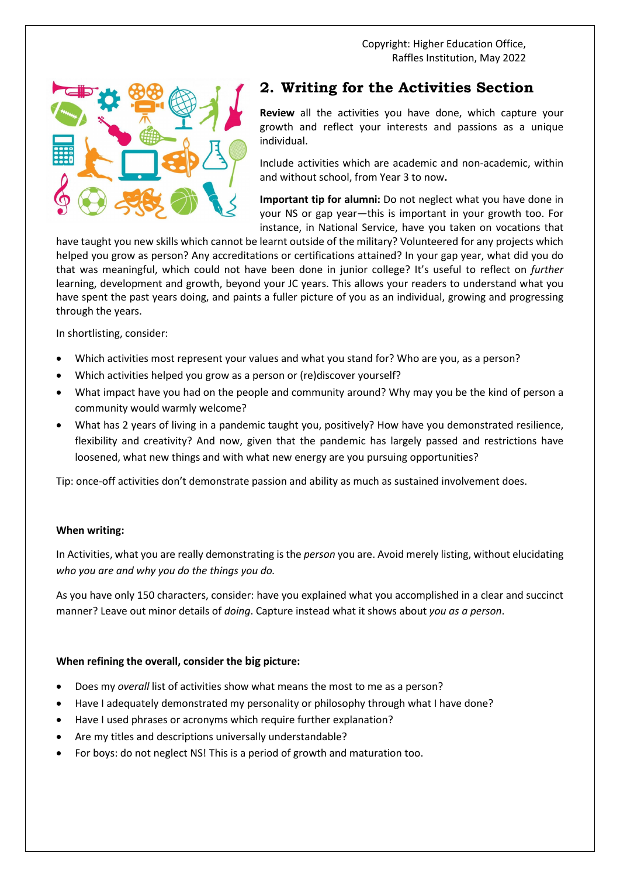Copyright: Higher Education Office, Raffles Institution, May 2022

## 2. Writing for the Activities Section

**Review** all the activities you have done, which capture your growth and reflect your interests and passions as a unique individual.

Include activities which are academic and non-academic, within and without school, from Year 3 to now**.**

**Important tip for alumni:** Do not neglect what you have done in your NS or gap year—this is important in your growth too. For instance, in National Service, have you taken on vocations that have taught you new skills which cannot be learnt outside of the military? Volunteered for any projects which helped you grow as person? Any accreditations or certifications attained? In your gap year, what did you do that was meaningful, which could not have been done in junior college? It's useful to reflect on *further* learning, development and growth, beyond your JC years. This allows your readers to understand what you have spent the past years doing, and paints a fuller picture of you as an individual, growing and progressing through the years.

In shortlisting, consider:

- Which activities most represent your values and what you stand for? Who are you, as a person?
- Which activities helped you grow as a person or (re)discover yourself?
- What impact have you had on the people and community around? Why may you be the kind of person a community would warmly welcome?
- What has 2 years of living in a pandemic taught you, positively? How have you demonstrated resilience, flexibility and creativity? And now, given that the pandemic has largely passed and restrictions have loosened, what new things and with what new energy are you pursuing opportunities?

Tip: once-off activities don't demonstrate passion and ability as much as sustained involvement does.

**When writing:**

In Activities, what you are really demonstrating is the *person* you are. Avoid merely listing, without elucidating *who you are and why you do the things you do.*

As you have only 150 characters, consider: have you explained what you accomplished in a clear and succinct manner? Leave out minor details of *doing*. Capture instead what it shows about *you as a person*.

**When refining the overall, consider the big picture:**

- Does my *overall* list of activities show what means the most to me as a person?
- Have I adequately demonstrated my personality or philosophy through what I have done?
- Have I used phrases or acronyms which require further explanation?
- Are my titles and descriptions universally understandable?
- For boys: do not neglect NS! This is a period of growth and maturation too.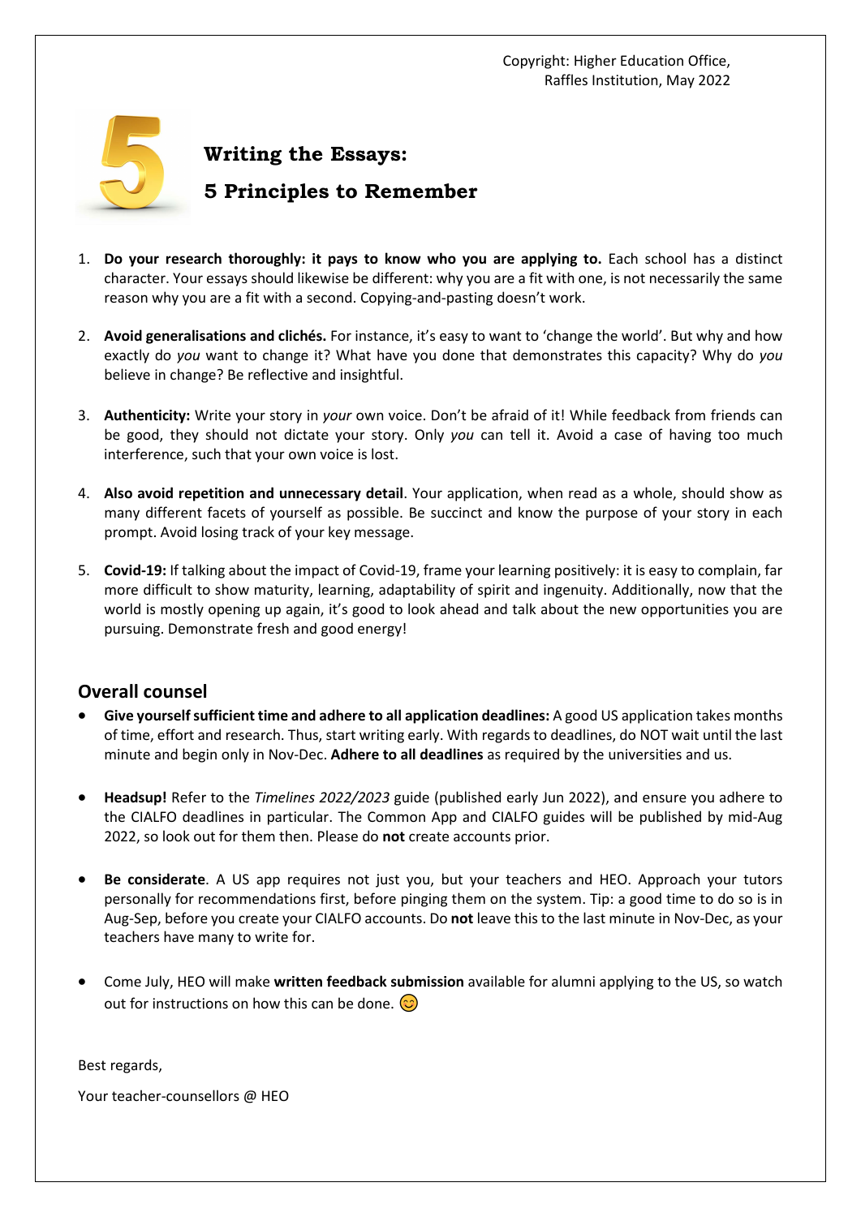Copyright: Higher Education Office, Raffles Institution, May 2022

# Writing the Essays: 5 Principles to Remember

1. **Do your research thoroughly: it pays to know who you are applying to.** Each school has a distinct character. Your essays should likewise be different: why you are a fit with one, is not necessarily the same reason why you are a fit with a second. Copying-and-pasting doesn't work.

2. **Avoid generalisations and clichés.** For instance, it's easy to want to 'change the world'. But why and how exactly do *you* want to change it? What have you done that demonstrates this capacity? Why do *you* believe in change? Be reflective and insightful.

3. **Authenticity:** Write your story in *your* own voice. Don't be afraid of it! While feedback from friends can be good, they should not dictate your story. Only *you* can tell it. Avoid a case of having too much interference, such that your own voice is lost.

4. **Also avoid repetition and unnecessary detail**. Your application, when read as a whole, should show as many different facets of yourself as possible. Be succinct and know the purpose of your story in each prompt. Avoid losing track of your key message.

5. **Covid-19:** If talking about the impact of Covid-19, frame your learning positively: it is easy to complain, far more difficult to show maturity, learning, adaptability of spirit and ingenuity. Additionally, now that the world is mostly opening up again, it's good to look ahead and talk about the new opportunities you are pursuing. Demonstrate fresh and good energy!

## Overall counsel

- **Give yourself sufficient time and adhere to all application deadlines:** A good US application takes months of time, effort and research. Thus, start writing early. With regards to deadlines, do NOT wait until the last minute and begin only in Nov-Dec. **Adhere to all deadlines** as required by the universities and us.

- **Headsup!** Refer to the *Timelines 2022/2023* guide (published early Jun 2022), and ensure you adhere to the CIALFO deadlines in particular. The Common App and CIALFO guides will be published by mid-Aug 2022, so look out for them then. Please do **not** create accounts prior.

- **Be considerate**. A US app requires not just you, but your teachers and HEO. Approach your tutors personally for recommendations first, before pinging them on the system. Tip: a good time to do so is in Aug-Sep, before you create your CIALFO accounts. Do **not** leave this to the last minute in Nov-Dec, as your teachers have many to write for.

- Come July, HEO will make **written feedback submission** available for alumni applying to the US, so watch out for instructions on how this can be done. 😊

Best regards,

Your teacher-counsellors @ HEO